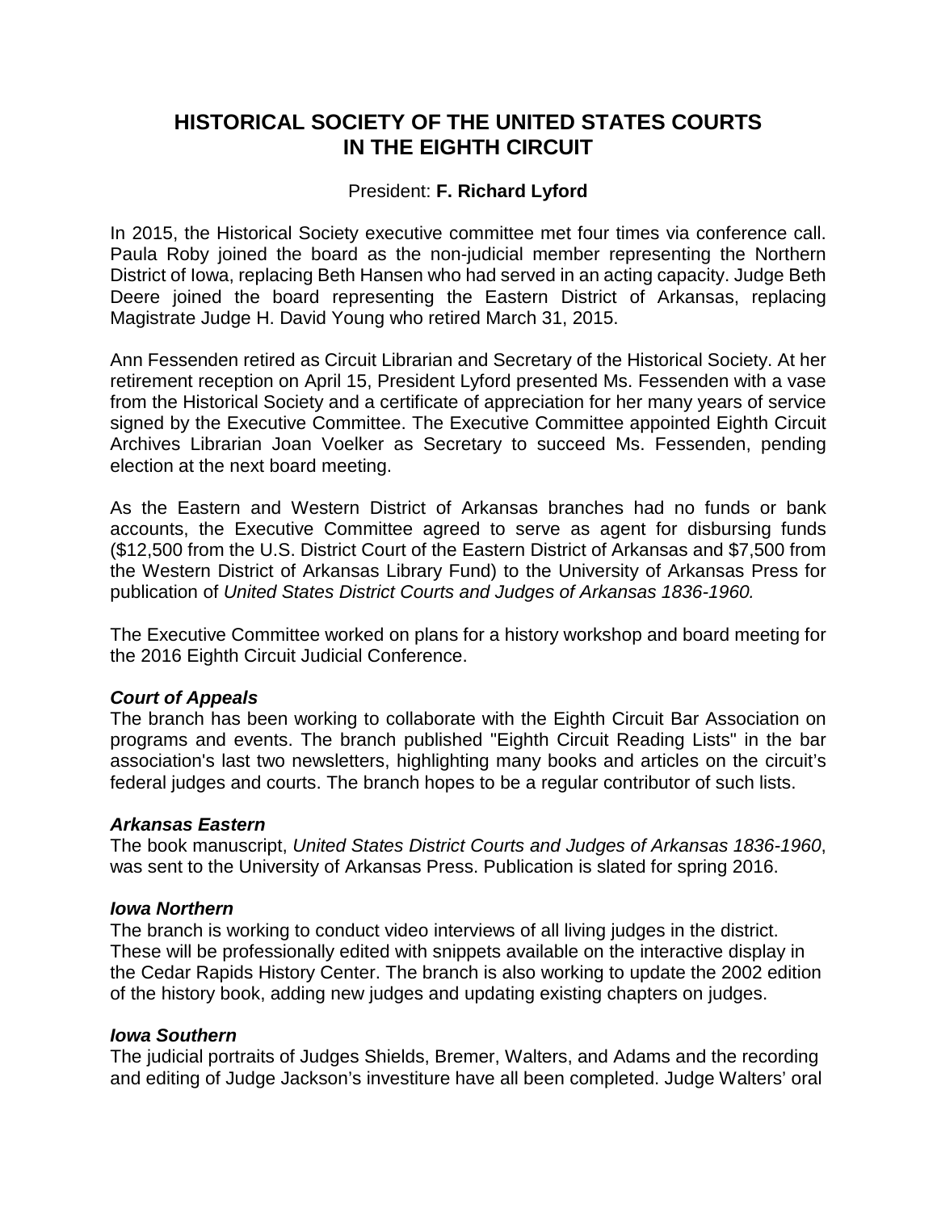# HISTORICAL SOCIETY OF THE UNITED STATES COURTS IN THE EIGHTH CIRCUIT

President: **F. Richard Lyford**

In 2015, the Historical Society executive committee met four times via conference call. Paula Roby joined the board as the non-judicial member representing the Northern District of Iowa, replacing Beth Hansen who had served in an acting capacity. Judge Beth Deere joined the board representing the Eastern District of Arkansas, replacing Magistrate Judge H. David Young who retired March 31, 2015.

Ann Fessenden retired as Circuit Librarian and Secretary of the Historical Society. At her retirement reception on April 15, President Lyford presented Ms. Fessenden with a vase from the Historical Society and a certificate of appreciation for her many years of service signed by the Executive Committee. The Executive Committee appointed Eighth Circuit Archives Librarian Joan Voelker as Secretary to succeed Ms. Fessenden, pending election at the next board meeting.

As the Eastern and Western District of Arkansas branches had no funds or bank accounts, the Executive Committee agreed to serve as agent for disbursing funds ($12,500 from the U.S. District Court of the Eastern District of Arkansas and $7,500 from the Western District of Arkansas Library Fund) to the University of Arkansas Press for publication of *United States District Courts and Judges of Arkansas 1836-1960.*

The Executive Committee worked on plans for a history workshop and board meeting for the 2016 Eighth Circuit Judicial Conference.

### *Court of Appeals*

The branch has been working to collaborate with the Eighth Circuit Bar Association on programs and events. The branch published "Eighth Circuit Reading Lists" in the bar association's last two newsletters, highlighting many books and articles on the circuit's federal judges and courts. The branch hopes to be a regular contributor of such lists.

### *Arkansas Eastern*

The book manuscript, *United States District Courts and Judges of Arkansas 1836-1960*, was sent to the University of Arkansas Press. Publication is slated for spring 2016.

### *Iowa Northern*

The branch is working to conduct video interviews of all living judges in the district. These will be professionally edited with snippets available on the interactive display in the Cedar Rapids History Center. The branch is also working to update the 2002 edition of the history book, adding new judges and updating existing chapters on judges.

### *Iowa Southern*

The judicial portraits of Judges Shields, Bremer, Walters, and Adams and the recording and editing of Judge Jackson's investiture have all been completed. Judge Walters' oral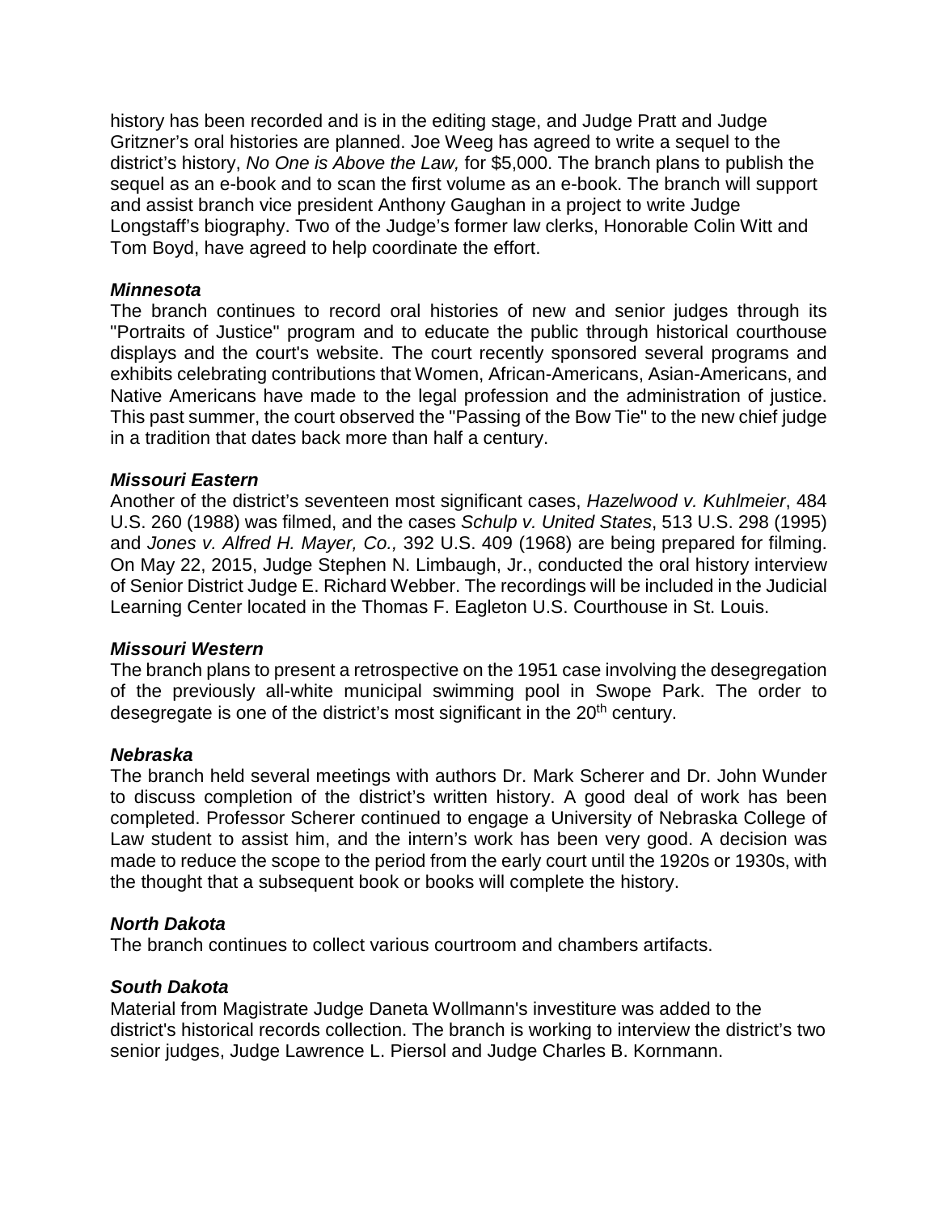history has been recorded and is in the editing stage, and Judge Pratt and Judge Gritzner's oral histories are planned. Joe Weeg has agreed to write a sequel to the district's history, *No One is Above the Law,* for $5,000. The branch plans to publish the sequel as an e-book and to scan the first volume as an e-book. The branch will support and assist branch vice president Anthony Gaughan in a project to write Judge Longstaff's biography. Two of the Judge's former law clerks, Honorable Colin Witt and Tom Boyd, have agreed to help coordinate the effort.

### *Minnesota*

The branch continues to record oral histories of new and senior judges through its "Portraits of Justice" program and to educate the public through historical courthouse displays and the court's website. The court recently sponsored several programs and exhibits celebrating contributions that Women, African-Americans, Asian-Americans, and Native Americans have made to the legal profession and the administration of justice. This past summer, the court observed the "Passing of the Bow Tie" to the new chief judge in a tradition that dates back more than half a century.

### *Missouri Eastern*

Another of the district's seventeen most significant cases, *Hazelwood v. Kuhlmeier*, 484 U.S. 260 (1988) was filmed, and the cases *Schulp v. United States*, 513 U.S. 298 (1995) and *Jones v. Alfred H. Mayer, Co.,* 392 U.S. 409 (1968) are being prepared for filming. On May 22, 2015, Judge Stephen N. Limbaugh, Jr., conducted the oral history interview of Senior District Judge E. Richard Webber. The recordings will be included in the Judicial Learning Center located in the Thomas F. Eagleton U.S. Courthouse in St. Louis.

### *Missouri Western*

The branch plans to present a retrospective on the 1951 case involving the desegregation of the previously all-white municipal swimming pool in Swope Park. The order to desegregate is one of the district's most significant in the 20th century.

### *Nebraska*

The branch held several meetings with authors Dr. Mark Scherer and Dr. John Wunder to discuss completion of the district's written history. A good deal of work has been completed. Professor Scherer continued to engage a University of Nebraska College of Law student to assist him, and the intern's work has been very good. A decision was made to reduce the scope to the period from the early court until the 1920s or 1930s, with the thought that a subsequent book or books will complete the history.

### *North Dakota*

The branch continues to collect various courtroom and chambers artifacts.

### *South Dakota*

Material from Magistrate Judge Daneta Wollmann's investiture was added to the district's historical records collection. The branch is working to interview the district's two senior judges, Judge Lawrence L. Piersol and Judge Charles B. Kornmann.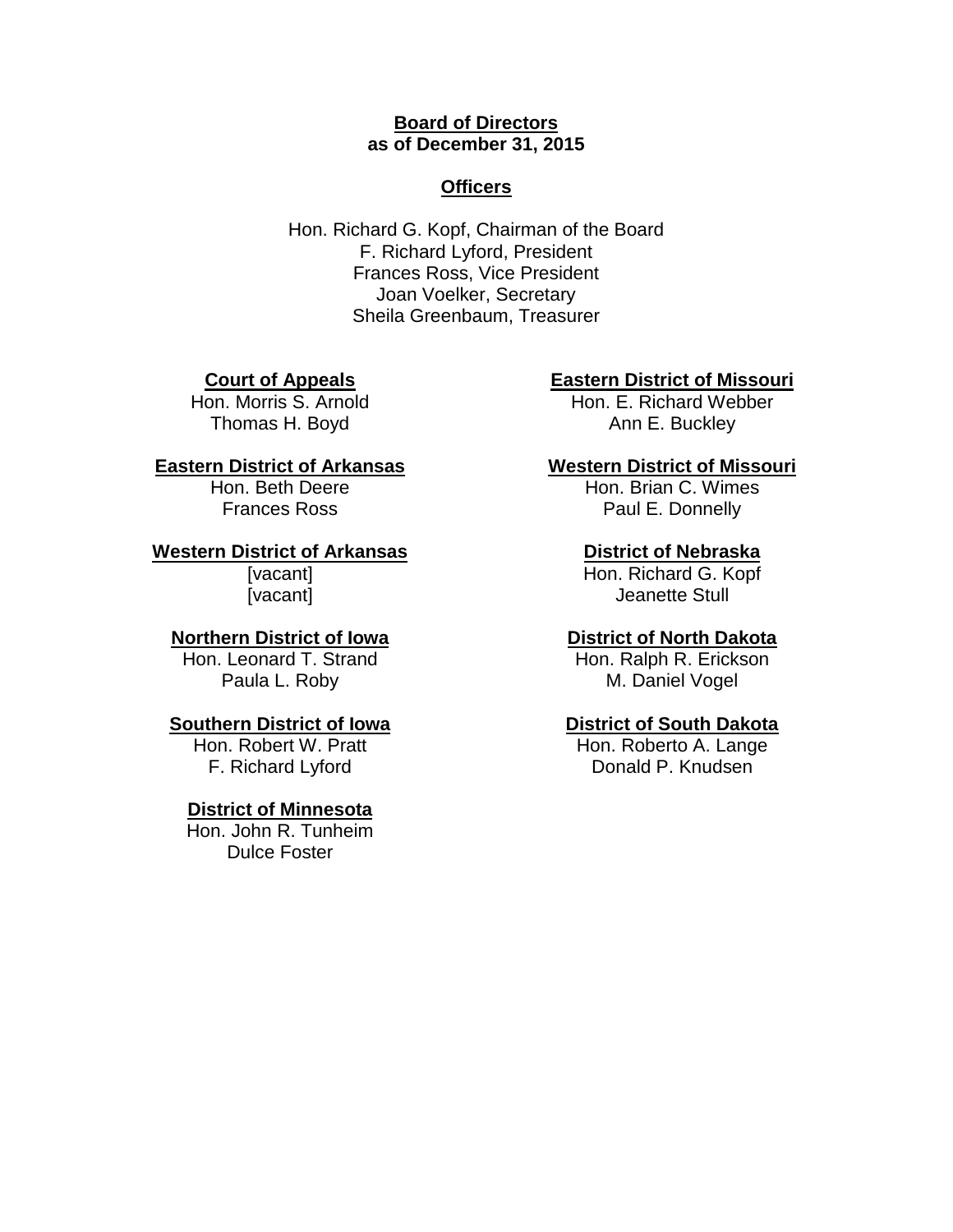**Board of Directors**
**as of December 31, 2015**

**Officers**

Hon. Richard G. Kopf, Chairman of the Board
F. Richard Lyford, President
Frances Ross, Vice President
Joan Voelker, Secretary
Sheila Greenbaum, Treasurer

**Court of Appeals**
Hon. Morris S. Arnold
Thomas H. Boyd

**Eastern District of Arkansas**
Hon. Beth Deere
Frances Ross

**Western District of Arkansas**
[vacant]
[vacant]

**Northern District of Iowa**
Hon. Leonard T. Strand
Paula L. Roby

**Southern District of Iowa**
Hon. Robert W. Pratt
F. Richard Lyford

**District of Minnesota**
Hon. John R. Tunheim
Dulce Foster

**Eastern District of Missouri**
Hon. E. Richard Webber
Ann E. Buckley

**Western District of Missouri**
Hon. Brian C. Wimes
Paul E. Donnelly

**District of Nebraska**
Hon. Richard G. Kopf
Jeanette Stull

**District of North Dakota**
Hon. Ralph R. Erickson
M. Daniel Vogel

**District of South Dakota**
Hon. Roberto A. Lange
Donald P. Knudsen